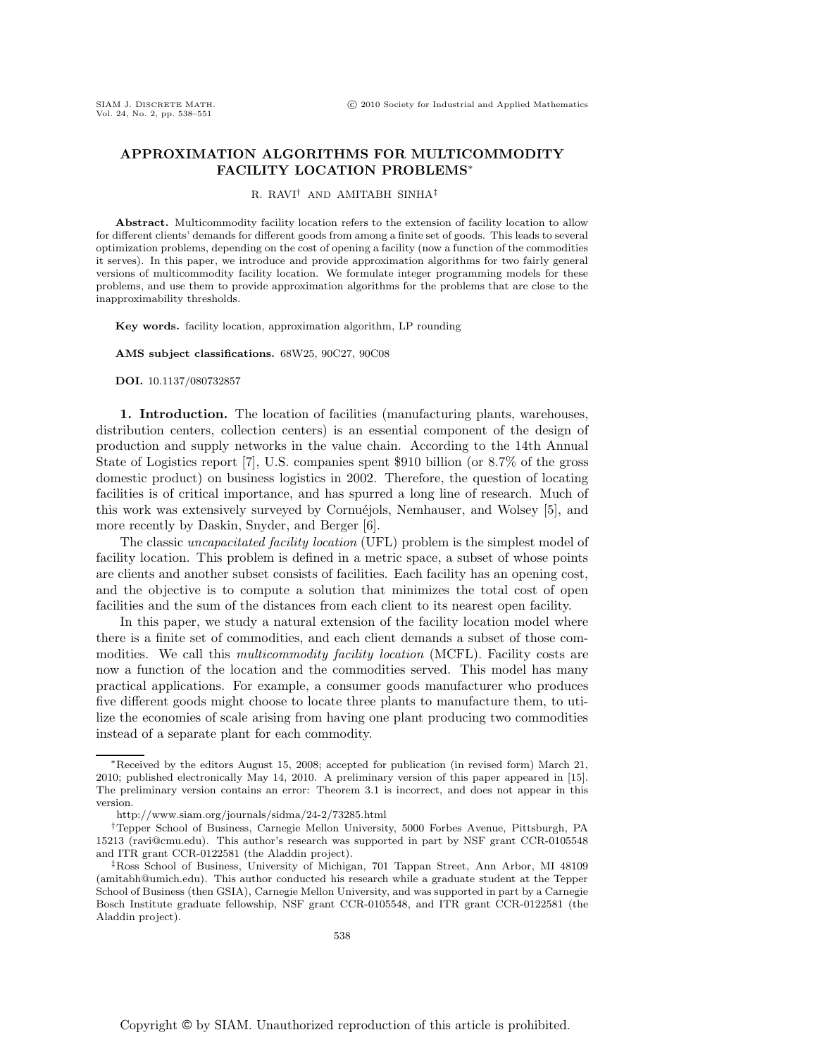# APPROXIMATION ALGORITHMS FOR MULTICOMMODITY FACILITY LOCATION PROBLEMS*

R. RAVI† AND AMITABH SINHA‡

**Abstract.** Multicommodity facility location refers to the extension of facility location to allow for different clients' demands for different goods from among a finite set of goods. This leads to several optimization problems, depending on the cost of opening a facility (now a function of the commodities it serves). In this paper, we introduce and provide approximation algorithms for two fairly general versions of multicommodity facility location. We formulate integer programming models for these problems, and use them to provide approximation algorithms for the problems that are close to the inapproximability thresholds.

**Key words.** facility location, approximation algorithm, LP rounding

**AMS subject classifications.** 68W25, 90C27, 90C08

**DOI.** 10.1137/080732857

**1. Introduction.** The location of facilities (manufacturing plants, warehouses, distribution centers, collection centers) is an essential component of the design of production and supply networks in the value chain. According to the 14th Annual State of Logistics report [7], U.S. companies spent $910 billion (or 8.7% of the gross domestic product) on business logistics in 2002. Therefore, the question of locating facilities is of critical importance, and has spurred a long line of research. Much of this work was extensively surveyed by Cornuéjols, Nemhauser, and Wolsey [5], and more recently by Daskin, Snyder, and Berger [6].

The classic *uncapacitated facility location* (UFL) problem is the simplest model of facility location. This problem is defined in a metric space, a subset of whose points are clients and another subset consists of facilities. Each facility has an opening cost, and the objective is to compute a solution that minimizes the total cost of open facilities and the sum of the distances from each client to its nearest open facility.

In this paper, we study a natural extension of the facility location model where there is a finite set of commodities, and each client demands a subset of those commodities. We call this *multicommodity facility location* (MCFL). Facility costs are now a function of the location and the commodities served. This model has many practical applications. For example, a consumer goods manufacturer who produces five different goods might choose to locate three plants to manufacture them, to utilize the economies of scale arising from having one plant producing two commodities instead of a separate plant for each commodity.

---

*Received by the editors August 15, 2008; accepted for publication (in revised form) March 21, 2010; published electronically May 14, 2010. A preliminary version of this paper appeared in [15]. The preliminary version contains an error: Theorem 3.1 is incorrect, and does not appear in this version.

http://www.siam.org/journals/sidma/24-2/73285.html

†Tepper School of Business, Carnegie Mellon University, 5000 Forbes Avenue, Pittsburgh, PA 15213 (ravi@cmu.edu). This author's research was supported in part by NSF grant CCR-0105548 and ITR grant CCR-0122581 (the Aladdin project).

‡Ross School of Business, University of Michigan, 701 Tappan Street, Ann Arbor, MI 48109 (amitabh@umich.edu). This author conducted his research while a graduate student at the Tepper School of Business (then GSIA), Carnegie Mellon University, and was supported in part by a Carnegie Bosch Institute graduate fellowship, NSF grant CCR-0105548, and ITR grant CCR-0122581 (the Aladdin project).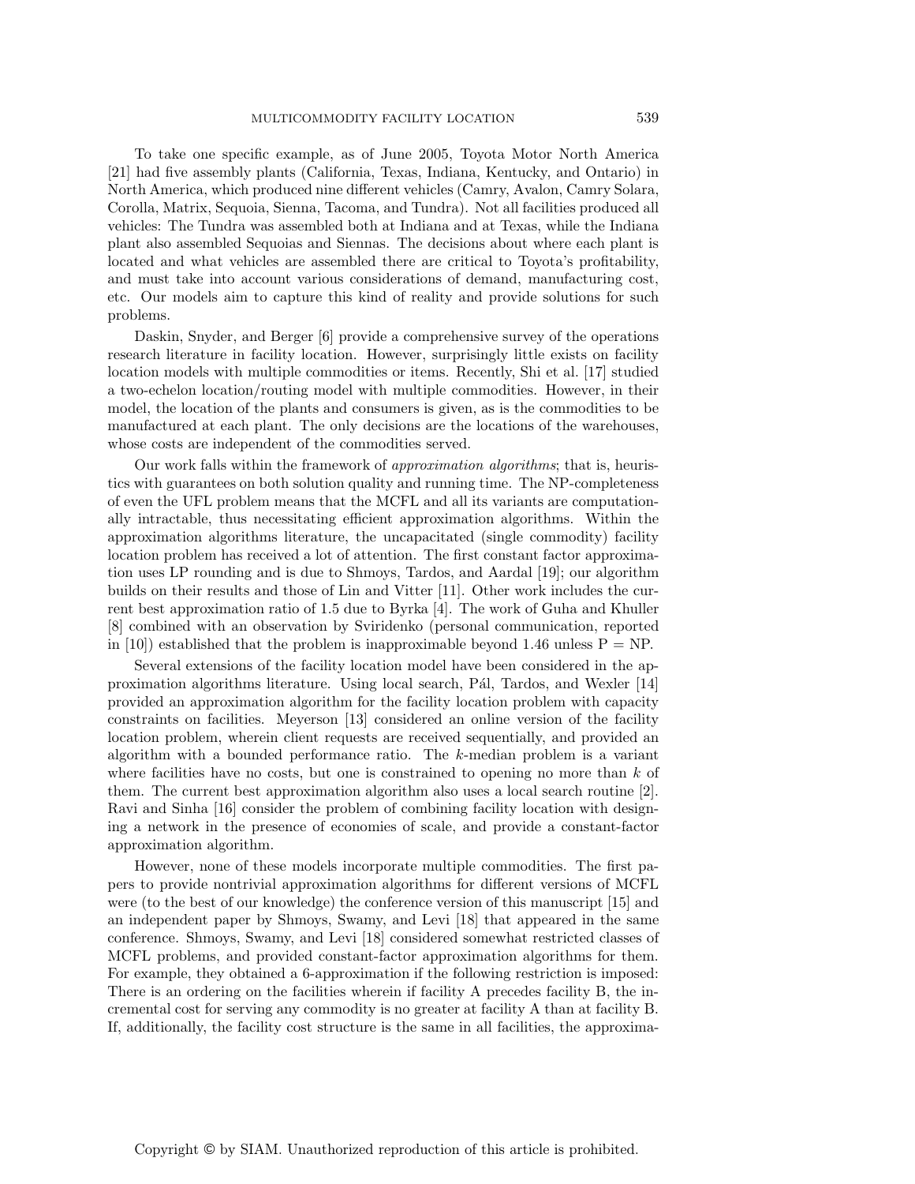To take one specific example, as of June 2005, Toyota Motor North America [21] had five assembly plants (California, Texas, Indiana, Kentucky, and Ontario) in North America, which produced nine different vehicles (Camry, Avalon, Camry Solara, Corolla, Matrix, Sequoia, Sienna, Tacoma, and Tundra). Not all facilities produced all vehicles: The Tundra was assembled both at Indiana and at Texas, while the Indiana plant also assembled Sequoias and Siennas. The decisions about where each plant is located and what vehicles are assembled there are critical to Toyota's profitability, and must take into account various considerations of demand, manufacturing cost, etc. Our models aim to capture this kind of reality and provide solutions for such problems.

Daskin, Snyder, and Berger [6] provide a comprehensive survey of the operations research literature in facility location. However, surprisingly little exists on facility location models with multiple commodities or items. Recently, Shi et al. [17] studied a two-echelon location/routing model with multiple commodities. However, in their model, the location of the plants and consumers is given, as is the commodities to be manufactured at each plant. The only decisions are the locations of the warehouses, whose costs are independent of the commodities served.

Our work falls within the framework of *approximation algorithms*; that is, heuristics with guarantees on both solution quality and running time. The NP-completeness of even the UFL problem means that the MCFL and all its variants are computationally intractable, thus necessitating efficient approximation algorithms. Within the approximation algorithms literature, the uncapacitated (single commodity) facility location problem has received a lot of attention. The first constant factor approximation uses LP rounding and is due to Shmoys, Tardos, and Aardal [19]; our algorithm builds on their results and those of Lin and Vitter [11]. Other work includes the current best approximation ratio of 1.5 due to Byrka [4]. The work of Guha and Khuller [8] combined with an observation by Sviridenko (personal communication, reported in [10]) established that the problem is inapproximable beyond 1.46 unless P = NP.

Several extensions of the facility location model have been considered in the approximation algorithms literature. Using local search, Pál, Tardos, and Wexler [14] provided an approximation algorithm for the facility location problem with capacity constraints on facilities. Meyerson [13] considered an online version of the facility location problem, wherein client requests are received sequentially, and provided an algorithm with a bounded performance ratio. The $k$-median problem is a variant where facilities have no costs, but one is constrained to opening no more than $k$ of them. The current best approximation algorithm also uses a local search routine [2]. Ravi and Sinha [16] consider the problem of combining facility location with designing a network in the presence of economies of scale, and provide a constant-factor approximation algorithm.

However, none of these models incorporate multiple commodities. The first papers to provide nontrivial approximation algorithms for different versions of MCFL were (to the best of our knowledge) the conference version of this manuscript [15] and an independent paper by Shmoys, Swamy, and Levi [18] that appeared in the same conference. Shmoys, Swamy, and Levi [18] considered somewhat restricted classes of MCFL problems, and provided constant-factor approximation algorithms for them. For example, they obtained a 6-approximation if the following restriction is imposed: There is an ordering on the facilities wherein if facility A precedes facility B, the incremental cost for serving any commodity is no greater at facility A than at facility B. If, additionally, the facility cost structure is the same in all facilities, the approxima-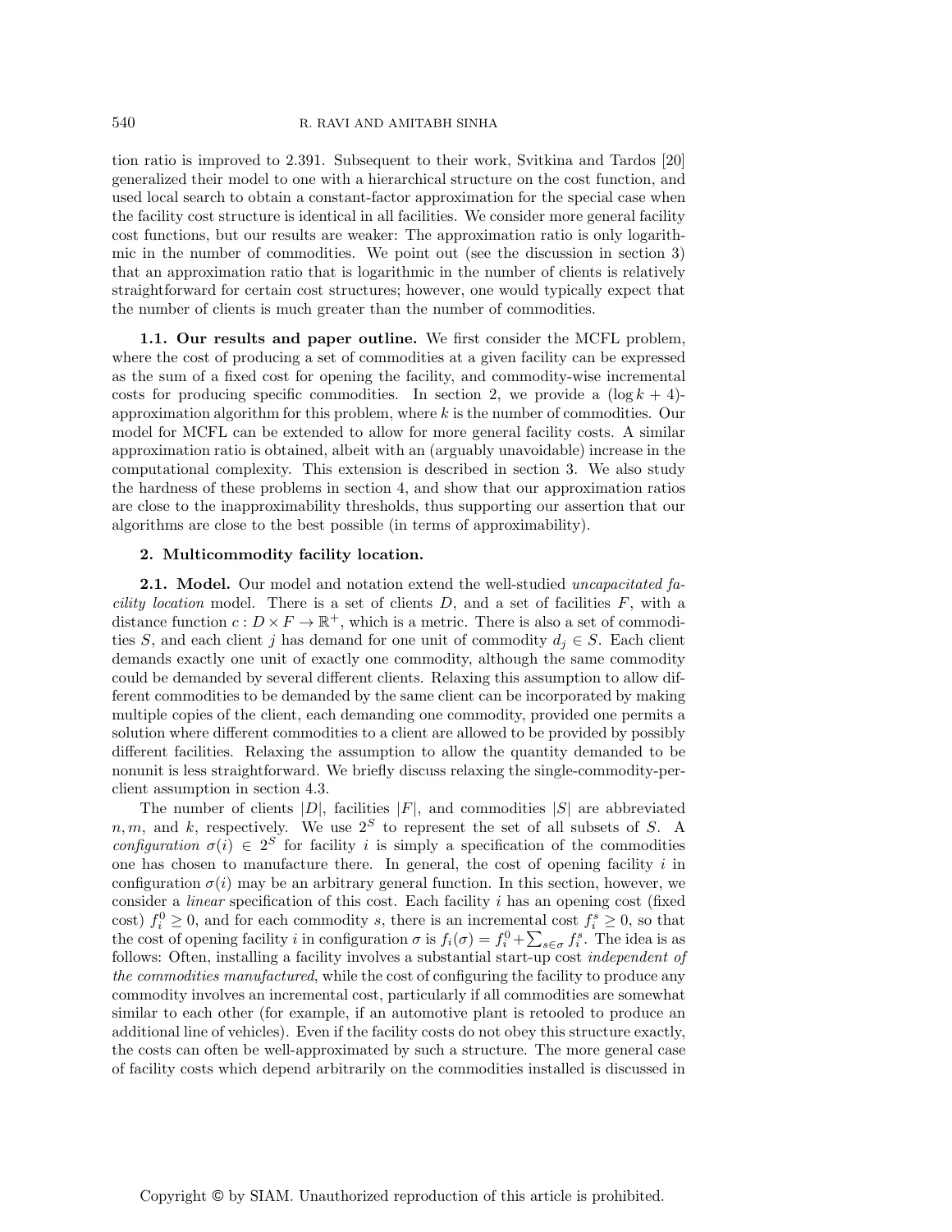tion ratio is improved to 2.391. Subsequent to their work, Svitkina and Tardos [20] generalized their model to one with a hierarchical structure on the cost function, and used local search to obtain a constant-factor approximation for the special case when the facility cost structure is identical in all facilities. We consider more general facility cost functions, but our results are weaker: The approximation ratio is only logarithmic in the number of commodities. We point out (see the discussion in section 3) that an approximation ratio that is logarithmic in the number of clients is relatively straightforward for certain cost structures; however, one would typically expect that the number of clients is much greater than the number of commodities.

**1.1. Our results and paper outline.** We first consider the MCFL problem, where the cost of producing a set of commodities at a given facility can be expressed as the sum of a fixed cost for opening the facility, and commodity-wise incremental costs for producing specific commodities. In section 2, we provide a $(\log k + 4)$-approximation algorithm for this problem, where $k$ is the number of commodities. Our model for MCFL can be extended to allow for more general facility costs. A similar approximation ratio is obtained, albeit with an (arguably unavoidable) increase in the computational complexity. This extension is described in section 3. We also study the hardness of these problems in section 4, and show that our approximation ratios are close to the inapproximability thresholds, thus supporting our assertion that our algorithms are close to the best possible (in terms of approximability).

## 2. Multicommodity facility location.

**2.1. Model.** Our model and notation extend the well-studied *uncapacitated facility location* model. There is a set of clients $D$, and a set of facilities $F$, with a distance function $c : D \times F \to \mathbb{R}^+$, which is a metric. There is also a set of commodities $S$, and each client $j$ has demand for one unit of commodity $d_j \in S$. Each client demands exactly one unit of exactly one commodity, although the same commodity could be demanded by several different clients. Relaxing this assumption to allow different commodities to be demanded by the same client can be incorporated by making multiple copies of the client, each demanding one commodity, provided one permits a solution where different commodities to a client are allowed to be provided by possibly different facilities. Relaxing the assumption to allow the quantity demanded to be nonunit is less straightforward. We briefly discuss relaxing the single-commodity-per-client assumption in section 4.3.

The number of clients $|D|$, facilities $|F|$, and commodities $|S|$ are abbreviated $n, m$, and $k$, respectively. We use $2^S$ to represent the set of all subsets of $S$. A *configuration* $\sigma(i) \in 2^S$ for facility $i$ is simply a specification of the commodities one has chosen to manufacture there. In general, the cost of opening facility $i$ in configuration $\sigma(i)$ may be an arbitrary general function. In this section, however, we consider a *linear* specification of this cost. Each facility $i$ has an opening cost (fixed cost) $f_i^0 \geq 0$, and for each commodity $s$, there is an incremental cost $f_i^s \geq 0$, so that the cost of opening facility $i$ in configuration $\sigma$ is $f_i(\sigma) = f_i^0 + \sum_{s \in \sigma} f_i^s$. The idea is as follows: Often, installing a facility involves a substantial start-up cost *independent of the commodities manufactured*, while the cost of configuring the facility to produce any commodity involves an incremental cost, particularly if all commodities are somewhat similar to each other (for example, if an automotive plant is retooled to produce an additional line of vehicles). Even if the facility costs do not obey this structure exactly, the costs can often be well-approximated by such a structure. The more general case of facility costs which depend arbitrarily on the commodities installed is discussed in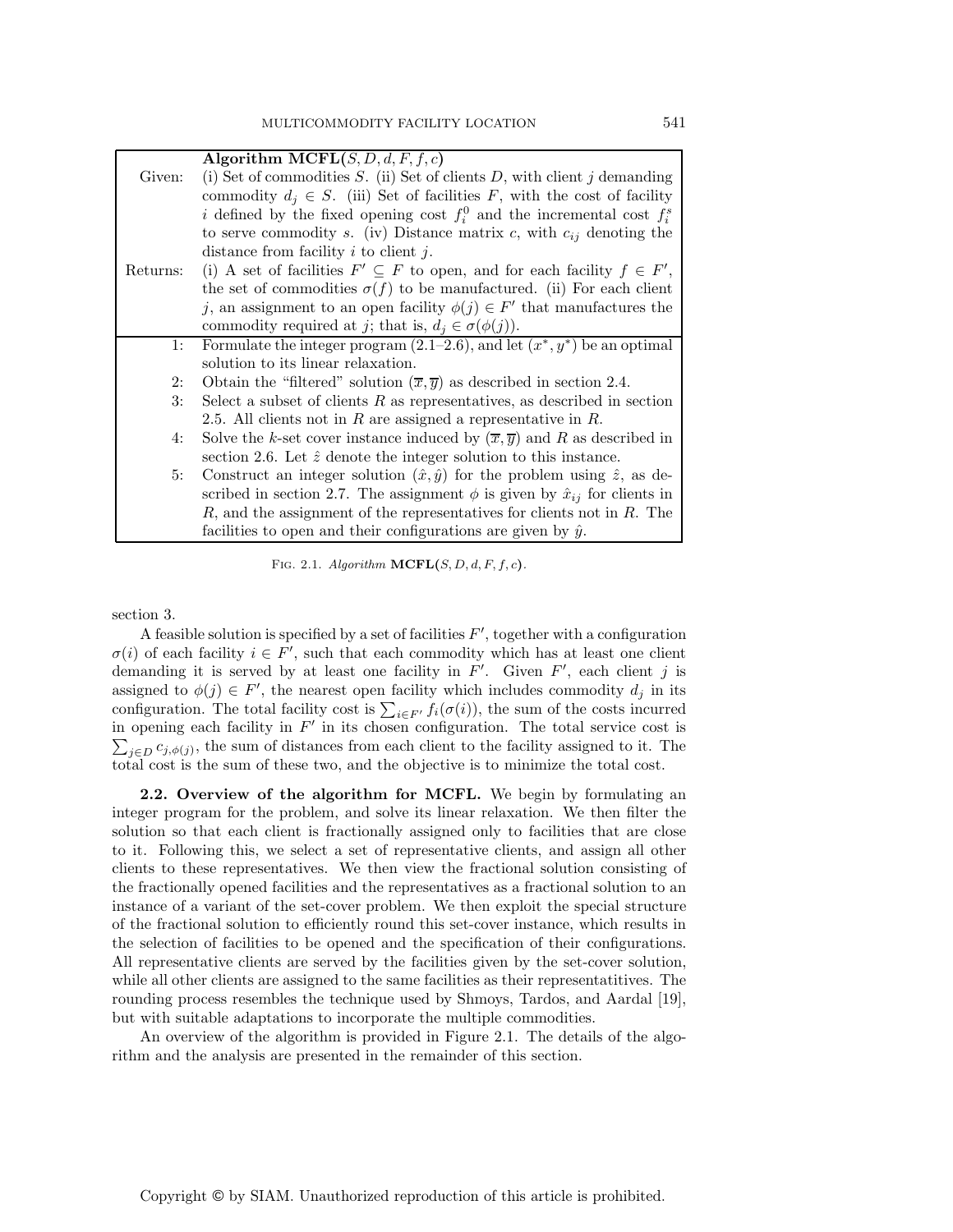| | **Algorithm MCFL($S, D, d, F, f, c$)** |
|---|---|
| Given: | (i) Set of commodities $S$. (ii) Set of clients $D$, with client $j$ demanding commodity $d_j \in S$. (iii) Set of facilities $F$, with the cost of facility $i$ defined by the fixed opening cost $f_i^0$ and the incremental cost $f_i^s$ to serve commodity $s$. (iv) Distance matrix $c$, with $c_{ij}$ denoting the distance from facility $i$ to client $j$. |
| Returns: | (i) A set of facilities $F' \subseteq F$ to open, and for each facility $f \in F'$, the set of commodities $\sigma(f)$ to be manufactured. (ii) For each client $j$, an assignment to an open facility $\phi(j) \in F'$ that manufactures the commodity required at $j$; that is, $d_j \in \sigma(\phi(j))$. |
| 1: | Formulate the integer program (2.1–2.6), and let $(x^*, y^*)$ be an optimal solution to its linear relaxation. |
| 2: | Obtain the "filtered" solution $(\overline{x}, \overline{y})$ as described in section 2.4. |
| 3: | Select a subset of clients $R$ as representatives, as described in section 2.5. All clients not in $R$ are assigned a representative in $R$. |
| 4: | Solve the $k$-set cover instance induced by $(\overline{x}, \overline{y})$ and $R$ as described in section 2.6. Let $\hat{z}$ denote the integer solution to this instance. |
| 5: | Construct an integer solution $(\hat{x}, \hat{y})$ for the problem using $\hat{z}$, as described in section 2.7. The assignment $\phi$ is given by $\hat{x}_{ij}$ for clients in $R$, and the assignment of the representatives for clients not in $R$. The facilities to open and their configurations are given by $\hat{y}$. |

Fig. 2.1. *Algorithm* **MCFL($S, D, d, F, f, c$)**.

section 3.

A feasible solution is specified by a set of facilities $F'$, together with a configuration $\sigma(i)$ of each facility $i \in F'$, such that each commodity which has at least one client demanding it is served by at least one facility in $F'$. Given $F'$, each client $j$ is assigned to $\phi(j) \in F'$, the nearest open facility which includes commodity $d_j$ in its configuration. The total facility cost is $\sum_{i \in F'} f_i(\sigma(i))$, the sum of the costs incurred in opening each facility in $F'$ in its chosen configuration. The total service cost is $\sum_{j \in D} c_{j,\phi(j)}$, the sum of distances from each client to the facility assigned to it. The total cost is the sum of these two, and the objective is to minimize the total cost.

**2.2. Overview of the algorithm for MCFL.** We begin by formulating an integer program for the problem, and solve its linear relaxation. We then filter the solution so that each client is fractionally assigned only to facilities that are close to it. Following this, we select a set of representative clients, and assign all other clients to these representatives. We then view the fractional solution consisting of the fractionally opened facilities and the representatives as a fractional solution to an instance of a variant of the set-cover problem. We then exploit the special structure of the fractional solution to efficiently round this set-cover instance, which results in the selection of facilities to be opened and the specification of their configurations. All representative clients are served by the facilities given by the set-cover solution, while all other clients are assigned to the same facilities as their representatitives. The rounding process resembles the technique used by Shmoys, Tardos, and Aardal [19], but with suitable adaptations to incorporate the multiple commodities.

An overview of the algorithm is provided in Figure 2.1. The details of the algorithm and the analysis are presented in the remainder of this section.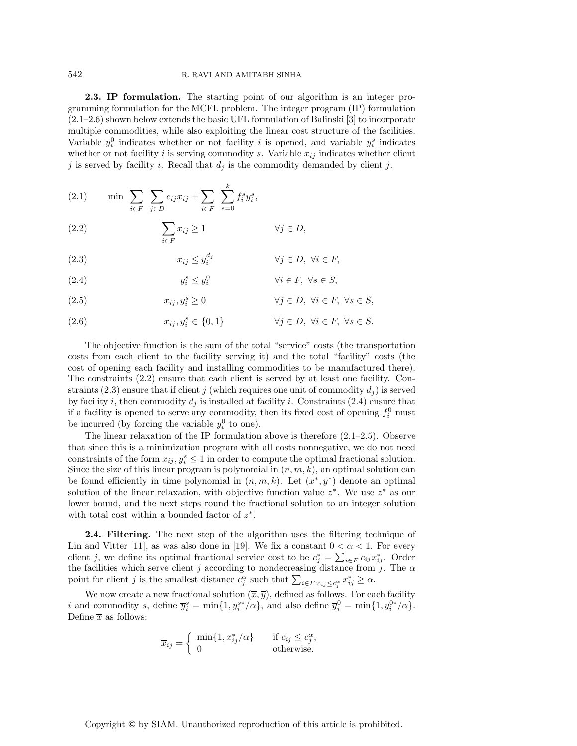**2.3. IP formulation.** The starting point of our algorithm is an integer programming formulation for the MCFL problem. The integer program (IP) formulation (2.1–2.6) shown below extends the basic UFL formulation of Balinski [3] to incorporate multiple commodities, while also exploiting the linear cost structure of the facilities. Variable $y_i^0$ indicates whether or not facility $i$ is opened, and variable $y_i^s$ indicates whether or not facility $i$ is serving commodity $s$. Variable $x_{ij}$ indicates whether client $j$ is served by facility $i$. Recall that $d_j$ is the commodity demanded by client $j$.

$$\text{(2.1)} \qquad \min \sum_{i \in F} \sum_{j \in D} c_{ij} x_{ij} + \sum_{i \in F} \sum_{s=0}^{k} f_i^s y_i^s,$$

$$\text{(2.2)} \qquad \sum_{i \in F} x_{ij} \geq 1 \qquad \forall j \in D,$$

$$\text{(2.3)} \qquad x_{ij} \leq y_i^{d_j} \qquad \forall j \in D,\ \forall i \in F,$$

$$\text{(2.4)} \qquad y_i^s \leq y_i^0 \qquad \forall i \in F,\ \forall s \in S,$$

$$\text{(2.5)} \qquad x_{ij}, y_i^s \geq 0 \qquad \forall j \in D,\ \forall i \in F,\ \forall s \in S,$$

$$\text{(2.6)} \qquad x_{ij}, y_i^s \in \{0, 1\} \qquad \forall j \in D,\ \forall i \in F,\ \forall s \in S.$$

The objective function is the sum of the total "service" costs (the transportation costs from each client to the facility serving it) and the total "facility" costs (the cost of opening each facility and installing commodities to be manufactured there). The constraints (2.2) ensure that each client is served by at least one facility. Constraints (2.3) ensure that if client $j$ (which requires one unit of commodity $d_j$) is served by facility $i$, then commodity $d_j$ is installed at facility $i$. Constraints (2.4) ensure that if a facility is opened to serve any commodity, then its fixed cost of opening $f_i^0$ must be incurred (by forcing the variable $y_i^0$ to one).

The linear relaxation of the IP formulation above is therefore (2.1–2.5). Observe that since this is a minimization program with all costs nonnegative, we do not need constraints of the form $x_{ij}, y_i^s \leq 1$ in order to compute the optimal fractional solution. Since the size of this linear program is polynomial in $(n, m, k)$, an optimal solution can be found efficiently in time polynomial in $(n, m, k)$. Let $(x^*, y^*)$ denote an optimal solution of the linear relaxation, with objective function value $z^*$. We use $z^*$ as our lower bound, and the next steps round the fractional solution to an integer solution with total cost within a bounded factor of $z^*$.

**2.4. Filtering.** The next step of the algorithm uses the filtering technique of Lin and Vitter [11], as was also done in [19]. We fix a constant $0 < \alpha < 1$. For every client $j$, we define its optimal fractional service cost to be $c_j^* = \sum_{i \in F} c_{ij} x_{ij}^*$. Order the facilities which serve client $j$ according to nondecreasing distance from $j$. The $\alpha$ point for client $j$ is the smallest distance $c_j^\alpha$ such that $\sum_{i \in F : c_{ij} \leq c_j^\alpha} x_{ij}^* \geq \alpha$.

We now create a new fractional solution $(\overline{x}, \overline{y})$, defined as follows. For each facility $i$ and commodity $s$, define $\overline{y}_i^s = \min\{1, y_i^{s*}/\alpha\}$, and also define $\overline{y}_i^0 = \min\{1, y_i^{0*}/\alpha\}$. Define $\overline{x}$ as follows:

$$\overline{x}_{ij} = \begin{cases} \min\{1, x_{ij}^*/\alpha\} & \text{if } c_{ij} \leq c_j^\alpha, \\ 0 & \text{otherwise.} \end{cases}$$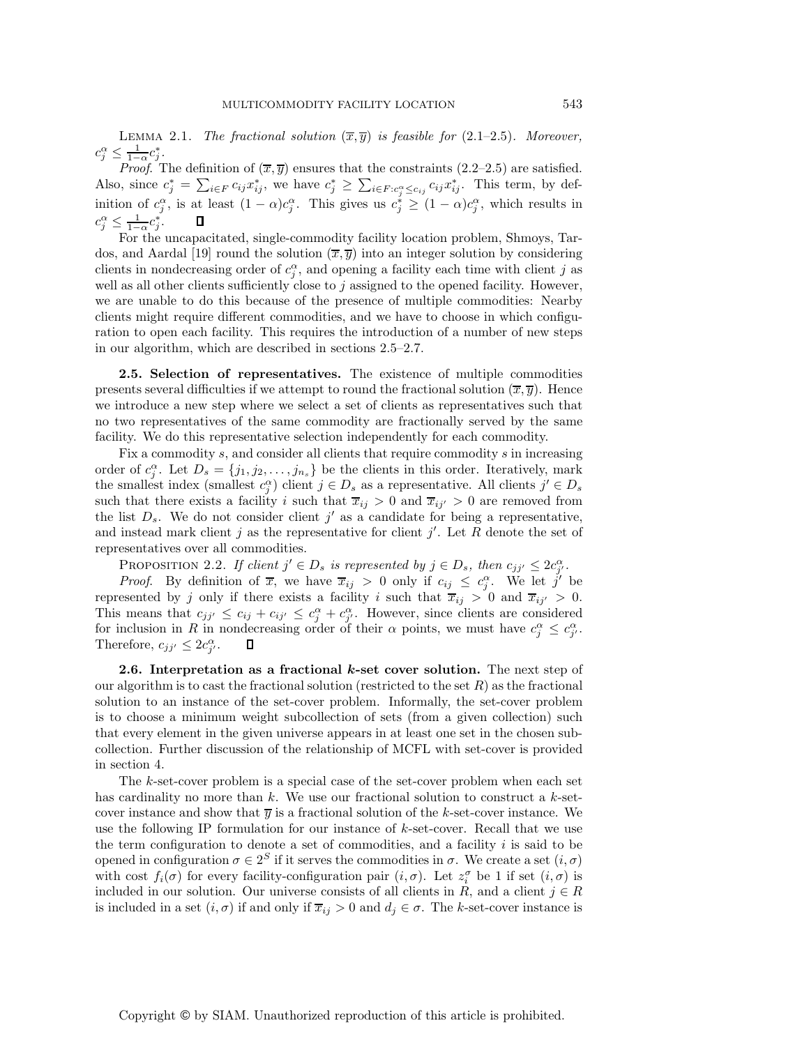LEMMA 2.1. *The fractional solution* $(\overline{x}, \overline{y})$ *is feasible for* (2.1–2.5)*. Moreover,* $c_j^\alpha \leq \frac{1}{1-\alpha} c_j^*$.

*Proof.* The definition of $(\overline{x}, \overline{y})$ ensures that the constraints (2.2–2.5) are satisfied. Also, since $c_j^* = \sum_{i \in F} c_{ij} x_{ij}^*$, we have $c_j^* \geq \sum_{i \in F: c_j^\alpha \leq c_{ij}} c_{ij} x_{ij}^*$. This term, by definition of $c_j^\alpha$, is at least $(1-\alpha) c_j^\alpha$. This gives us $c_j^* \geq (1-\alpha) c_j^\alpha$, which results in $c_j^\alpha \leq \frac{1}{1-\alpha} c_j^*$. ∎

For the uncapacitated, single-commodity facility location problem, Shmoys, Tardos, and Aardal [19] round the solution $(\overline{x}, \overline{y})$ into an integer solution by considering clients in nondecreasing order of $c_j^\alpha$, and opening a facility each time with client $j$ as well as all other clients sufficiently close to $j$ assigned to the opened facility. However, we are unable to do this because of the presence of multiple commodities: Nearby clients might require different commodities, and we have to choose in which configuration to open each facility. This requires the introduction of a number of new steps in our algorithm, which are described in sections 2.5–2.7.

**2.5. Selection of representatives.** The existence of multiple commodities presents several difficulties if we attempt to round the fractional solution $(\overline{x}, \overline{y})$. Hence we introduce a new step where we select a set of clients as representatives such that no two representatives of the same commodity are fractionally served by the same facility. We do this representative selection independently for each commodity.

Fix a commodity $s$, and consider all clients that require commodity $s$ in increasing order of $c_j^\alpha$. Let $D_s = \{j_1, j_2, \ldots, j_{n_s}\}$ be the clients in this order. Iteratively, mark the smallest index (smallest $c_j^\alpha$) client $j \in D_s$ as a representative. All clients $j' \in D_s$ such that there exists a facility $i$ such that $\overline{x}_{ij} > 0$ and $\overline{x}_{ij'} > 0$ are removed from the list $D_s$. We do not consider client $j'$ as a candidate for being a representative, and instead mark client $j$ as the representative for client $j'$. Let $R$ denote the set of representatives over all commodities.

PROPOSITION 2.2. *If client* $j' \in D_s$ *is represented by* $j \in D_s$*, then* $c_{jj'} \leq 2c_{j'}^\alpha$.

*Proof.* By definition of $\overline{x}$, we have $\overline{x}_{ij} > 0$ only if $c_{ij} \leq c_j^\alpha$. We let $j'$ be represented by $j$ only if there exists a facility $i$ such that $\overline{x}_{ij} > 0$ and $\overline{x}_{ij'} > 0$. This means that $c_{jj'} \leq c_{ij} + c_{ij'} \leq c_j^\alpha + c_{j'}^\alpha$. However, since clients are considered for inclusion in $R$ in nondecreasing order of their $\alpha$ points, we must have $c_j^\alpha \leq c_{j'}^\alpha$. Therefore, $c_{jj'} \leq 2c_{j'}^\alpha$. ∎

**2.6. Interpretation as a fractional *k*-set cover solution.** The next step of our algorithm is to cast the fractional solution (restricted to the set $R$) as the fractional solution to an instance of the set-cover problem. Informally, the set-cover problem is to choose a minimum weight subcollection of sets (from a given collection) such that every element in the given universe appears in at least one set in the chosen subcollection. Further discussion of the relationship of MCFL with set-cover is provided in section 4.

The $k$-set-cover problem is a special case of the set-cover problem when each set has cardinality no more than $k$. We use our fractional solution to construct a $k$-set-cover instance and show that $\overline{y}$ is a fractional solution of the $k$-set-cover instance. We use the following IP formulation for our instance of $k$-set-cover. Recall that we use the term configuration to denote a set of commodities, and a facility $i$ is said to be opened in configuration $\sigma \in 2^S$ if it serves the commodities in $\sigma$. We create a set $(i, \sigma)$ with cost $f_i(\sigma)$ for every facility-configuration pair $(i, \sigma)$. Let $z_i^\sigma$ be 1 if set $(i, \sigma)$ is included in our solution. Our universe consists of all clients in $R$, and a client $j \in R$ is included in a set $(i, \sigma)$ if and only if $\overline{x}_{ij} > 0$ and $d_j \in \sigma$. The $k$-set-cover instance is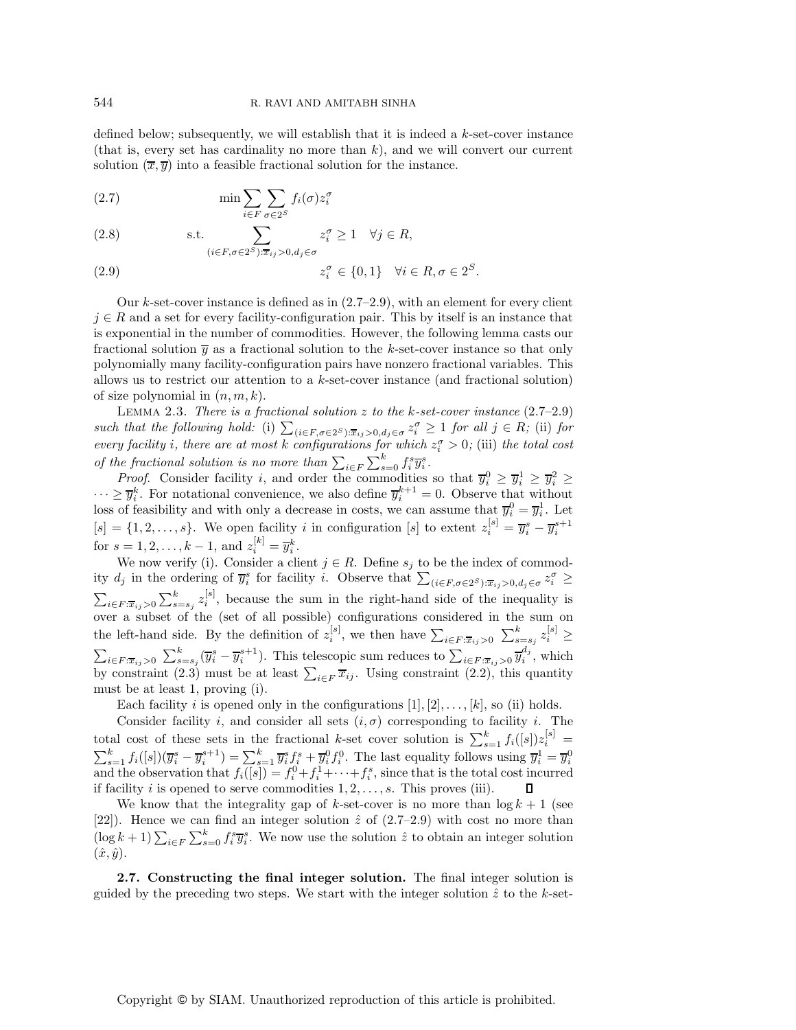defined below; subsequently, we will establish that it is indeed a $k$-set-cover instance (that is, every set has cardinality no more than $k$), and we will convert our current solution $(\overline{x}, \overline{y})$ into a feasible fractional solution for the instance.

$$\min \sum_{i \in F} \sum_{\sigma \in 2^S} f_i(\sigma) z_i^\sigma \tag{2.7}$$

$$\text{s.t.} \quad \sum_{(i \in F, \sigma \in 2^S): \overline{x}_{ij} > 0, d_j \in \sigma} z_i^\sigma \geq 1 \quad \forall j \in R, \tag{2.8}$$

$$z_i^\sigma \in \{0, 1\} \quad \forall i \in R, \sigma \in 2^S. \tag{2.9}$$

Our $k$-set-cover instance is defined as in (2.7–2.9), with an element for every client $j \in R$ and a set for every facility-configuration pair. This by itself is an instance that is exponential in the number of commodities. However, the following lemma casts our fractional solution $\overline{y}$ as a fractional solution to the $k$-set-cover instance so that only polynomially many facility-configuration pairs have nonzero fractional variables. This allows us to restrict our attention to a $k$-set-cover instance (and fractional solution) of size polynomial in $(n, m, k)$.

Lemma 2.3. *There is a fractional solution $z$ to the $k$-set-cover instance* (2.7–2.9) *such that the following hold:* (i) $\sum_{(i \in F, \sigma \in 2^S): \overline{x}_{ij} > 0, d_j \in \sigma} z_i^\sigma \geq 1$ *for all* $j \in R$*;* (ii) *for every facility $i$, there are at most $k$ configurations for which $z_i^\sigma > 0$;* (iii) *the total cost of the fractional solution is no more than* $\sum_{i \in F} \sum_{s=0}^k f_i^s \overline{y}_i^s$.

*Proof.* Consider facility $i$, and order the commodities so that $\overline{y}_i^0 \geq \overline{y}_i^1 \geq \overline{y}_i^2 \geq \cdots \geq \overline{y}_i^k$. For notational convenience, we also define $\overline{y}_i^{k+1} = 0$. Observe that without loss of feasibility and with only a decrease in costs, we can assume that $\overline{y}_i^0 = \overline{y}_i^1$. Let $[s] = \{1, 2, \ldots, s\}$. We open facility $i$ in configuration $[s]$ to extent $z_i^{[s]} = \overline{y}_i^s - \overline{y}_i^{s+1}$ for $s = 1, 2, \ldots, k-1$, and $z_i^{[k]} = \overline{y}_i^k$.

We now verify (i). Consider a client $j \in R$. Define $s_j$ to be the index of commodity $d_j$ in the ordering of $\overline{y}_i^s$ for facility $i$. Observe that $\sum_{(i \in F, \sigma \in 2^S): \overline{x}_{ij} > 0, d_j \in \sigma} z_i^\sigma \geq \sum_{i \in F: \overline{x}_{ij} > 0} \sum_{s=s_j}^k z_i^{[s]}$, because the sum in the right-hand side of the inequality is over a subset of the (set of all possible) configurations considered in the sum on the left-hand side. By the definition of $z_i^{[s]}$, we then have $\sum_{i \in F: \overline{x}_{ij} > 0} \sum_{s=s_j}^k z_i^{[s]} \geq \sum_{i \in F: \overline{x}_{ij} > 0} \sum_{s=s_j}^k (\overline{y}_i^s - \overline{y}_i^{s+1})$. This telescopic sum reduces to $\sum_{i \in F: \overline{x}_{ij} > 0} \overline{y}_i^{d_j}$, which by constraint (2.3) must be at least $\sum_{i \in F} \overline{x}_{ij}$. Using constraint (2.2), this quantity must be at least 1, proving (i).

Each facility $i$ is opened only in the configurations $[1], [2], \ldots, [k]$, so (ii) holds.

Consider facility $i$, and consider all sets $(i, \sigma)$ corresponding to facility $i$. The total cost of these sets in the fractional $k$-set cover solution is $\sum_{s=1}^k f_i([s]) z_i^{[s]} = \sum_{s=1}^k f_i([s])(\overline{y}_i^s - \overline{y}_i^{s+1}) = \sum_{s=1}^k \overline{y}_i^s f_i^s + \overline{y}_i^0 f_i^0$. The last equality follows using $\overline{y}_i^1 = \overline{y}_i^0$ and the observation that $f_i([s]) = f_i^0 + f_i^1 + \cdots + f_i^s$, since that is the total cost incurred if facility $i$ is opened to serve commodities $1, 2, \ldots, s$. This proves (iii). $\square$

We know that the integrality gap of $k$-set-cover is no more than $\log k + 1$ (see [22]). Hence we can find an integer solution $\hat{z}$ of (2.7–2.9) with cost no more than $(\log k + 1) \sum_{i \in F} \sum_{s=0}^k f_i^s \overline{y}_i^s$. We now use the solution $\hat{z}$ to obtain an integer solution $(\hat{x}, \hat{y})$.

**2.7. Constructing the final integer solution.** The final integer solution is guided by the preceding two steps. We start with the integer solution $\hat{z}$ to the $k$-set-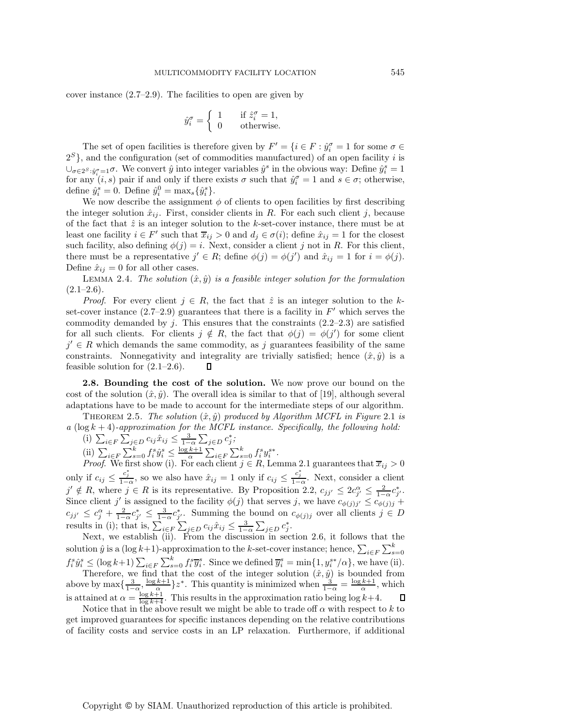cover instance (2.7–2.9). The facilities to open are given by

$$\hat{y}_i^\sigma = \begin{cases} 1 & \text{if } \hat{z}_i^\sigma = 1, \\ 0 & \text{otherwise.} \end{cases}$$

The set of open facilities is therefore given by $F' = \{i \in F : \hat{y}_i^\sigma = 1 \text{ for some } \sigma \in 2^S\}$, and the configuration (set of commodities manufactured) of an open facility $i$ is $\cup_{\sigma \in 2^S : \hat{y}_i^\sigma = 1} \sigma$. We convert $\hat{y}$ into integer variables $\hat{y}^s$ in the obvious way: Define $\hat{y}_i^s = 1$ for any $(i, s)$ pair if and only if there exists $\sigma$ such that $\hat{y}_i^\sigma = 1$ and $s \in \sigma$; otherwise, define $\hat{y}_i^s = 0$. Define $\hat{y}_i^0 = \max_s\{\hat{y}_i^s\}$.

We now describe the assignment $\phi$ of clients to open facilities by first describing the integer solution $\hat{x}_{ij}$. First, consider clients in $R$. For each such client $j$, because of the fact that $\hat{z}$ is an integer solution to the $k$-set-cover instance, there must be at least one facility $i \in F'$ such that $\overline{x}_{ij} > 0$ and $d_j \in \sigma(i)$; define $\hat{x}_{ij} = 1$ for the closest such facility, also defining $\phi(j) = i$. Next, consider a client $j$ not in $R$. For this client, there must be a representative $j' \in R$; define $\phi(j) = \phi(j')$ and $\hat{x}_{ij} = 1$ for $i = \phi(j)$. Define $\hat{x}_{ij} = 0$ for all other cases.

Lemma 2.4. *The solution $(\hat{x}, \hat{y})$ is a feasible integer solution for the formulation* (2.1–2.6).

*Proof.* For every client $j \in R$, the fact that $\hat{z}$ is an integer solution to the $k$-set-cover instance (2.7–2.9) guarantees that there is a facility in $F'$ which serves the commodity demanded by $j$. This ensures that the constraints (2.2–2.3) are satisfied for all such clients. For clients $j \notin R$, the fact that $\phi(j) = \phi(j')$ for some client $j' \in R$ which demands the same commodity, as $j$ guarantees feasibility of the same constraints. Nonnegativity and integrality are trivially satisfied; hence $(\hat{x}, \hat{y})$ is a feasible solution for (2.1–2.6). $\square$

**2.8. Bounding the cost of the solution.** We now prove our bound on the cost of the solution $(\hat{x}, \hat{y})$. The overall idea is similar to that of [19], although several adaptations have to be made to account for the intermediate steps of our algorithm.

Theorem 2.5. *The solution $(\hat{x}, \hat{y})$ produced by Algorithm MCFL in Figure* 2.1 *is a* $(\log k + 4)$*-approximation for the MCFL instance. Specifically, the following hold:*

(i) $\sum_{i \in F} \sum_{j \in D} c_{ij} \hat{x}_{ij} \leq \frac{3}{1-\alpha} \sum_{j \in D} c_j^*$;

(ii) $\sum_{i \in F} \sum_{s=0}^{k} f_i^s \hat{y}_i^s \leq \frac{\log k + 1}{\alpha} \sum_{i \in F} \sum_{s=0}^{k} f_i^s y_i^{s*}$.

*Proof.* We first show (i). For each client $j \in R$, Lemma 2.1 guarantees that $\overline{x}_{ij} > 0$ only if $c_{ij} \leq \frac{c_j^*}{1-\alpha}$, so we also have $\hat{x}_{ij} = 1$ only if $c_{ij} \leq \frac{c_j^*}{1-\alpha}$. Next, consider a client $j' \notin R$, where $j \in R$ is its representative. By Proposition 2.2, $c_{jj'} \leq 2c_{j'}^\alpha \leq \frac{2}{1-\alpha} c_{j'}^*$. Since client $j'$ is assigned to the facility $\phi(j)$ that serves $j$, we have $c_{\phi(j)j'} \leq c_{\phi(j)j} + c_{jj'} \leq c_j^\alpha + \frac{2}{1-\alpha} c_{j'}^* \leq \frac{3}{1-\alpha} c_{j'}^*$. Summing the bound on $c_{\phi(j)j}$ over all clients $j \in D$ results in (i); that is, $\sum_{i \in F} \sum_{j \in D} c_{ij} \hat{x}_{ij} \leq \frac{3}{1-\alpha} \sum_{j \in D} c_j^*$.

Next, we establish (ii). From the discussion in section 2.6, it follows that the solution $\hat{y}$ is a $(\log k+1)$-approximation to the $k$-set-cover instance; hence, $\sum_{i \in F} \sum_{s=0}^{k} f_i^s \hat{y}_i^s \leq (\log k+1) \sum_{i \in F} \sum_{s=0}^{k} f_i^s \overline{y}_i^s$. Since we defined $\overline{y}_i^s = \min\{1, y_i^{s*}/\alpha\}$, we have (ii).

Therefore, we find that the cost of the integer solution $(\hat{x}, \hat{y})$ is bounded from above by $\max\{\frac{3}{1-\alpha}, \frac{\log k+1}{\alpha}\} z^*$. This quantity is minimized when $\frac{3}{1-\alpha} = \frac{\log k+1}{\alpha}$, which is attained at $\alpha = \frac{\log k+1}{\log k+4}$. This results in the approximation ratio being $\log k+4$. $\square$

Notice that in the above result we might be able to trade off $\alpha$ with respect to $k$ to get improved guarantees for specific instances depending on the relative contributions of facility costs and service costs in an LP relaxation. Furthermore, if additional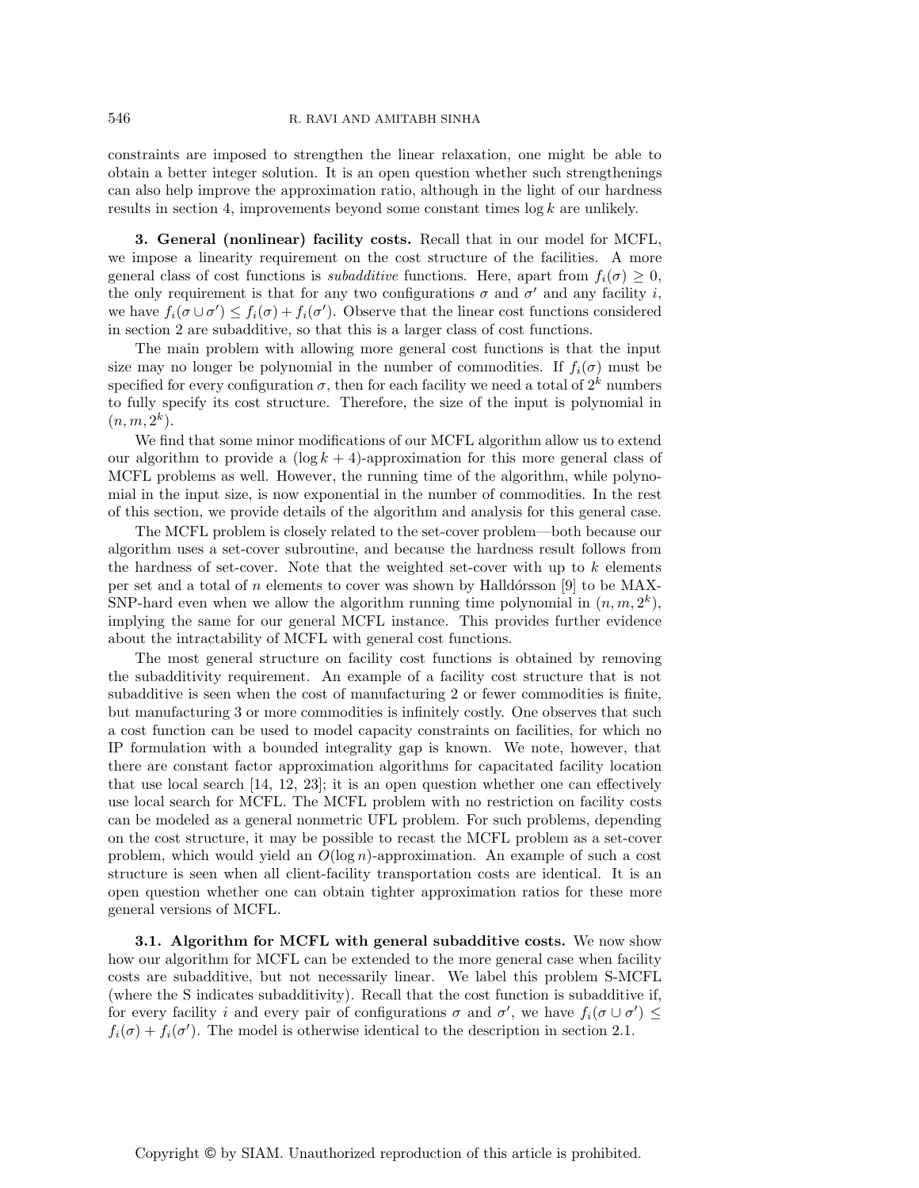constraints are imposed to strengthen the linear relaxation, one might be able to obtain a better integer solution. It is an open question whether such strengthenings can also help improve the approximation ratio, although in the light of our hardness results in section 4, improvements beyond some constant times $\log k$ are unlikely.

## 3. General (nonlinear) facility costs.

Recall that in our model for MCFL, we impose a linearity requirement on the cost structure of the facilities. A more general class of cost functions is *subadditive* functions. Here, apart from $f_i(\sigma) \geq 0$, the only requirement is that for any two configurations $\sigma$ and $\sigma'$ and any facility $i$, we have $f_i(\sigma \cup \sigma') \leq f_i(\sigma) + f_i(\sigma')$. Observe that the linear cost functions considered in section 2 are subadditive, so that this is a larger class of cost functions.

The main problem with allowing more general cost functions is that the input size may no longer be polynomial in the number of commodities. If $f_i(\sigma)$ must be specified for every configuration $\sigma$, then for each facility we need a total of $2^k$ numbers to fully specify its cost structure. Therefore, the size of the input is polynomial in $(n, m, 2^k)$.

We find that some minor modifications of our MCFL algorithm allow us to extend our algorithm to provide a $(\log k + 4)$-approximation for this more general class of MCFL problems as well. However, the running time of the algorithm, while polynomial in the input size, is now exponential in the number of commodities. In the rest of this section, we provide details of the algorithm and analysis for this general case.

The MCFL problem is closely related to the set-cover problem—both because our algorithm uses a set-cover subroutine, and because the hardness result follows from the hardness of set-cover. Note that the weighted set-cover with up to $k$ elements per set and a total of $n$ elements to cover was shown by Halldórsson [9] to be MAX-SNP-hard even when we allow the algorithm running time polynomial in $(n, m, 2^k)$, implying the same for our general MCFL instance. This provides further evidence about the intractability of MCFL with general cost functions.

The most general structure on facility cost functions is obtained by removing the subadditivity requirement. An example of a facility cost structure that is not subadditive is seen when the cost of manufacturing 2 or fewer commodities is finite, but manufacturing 3 or more commodities is infinitely costly. One observes that such a cost function can be used to model capacity constraints on facilities, for which no IP formulation with a bounded integrality gap is known. We note, however, that there are constant factor approximation algorithms for capacitated facility location that use local search [14, 12, 23]; it is an open question whether one can effectively use local search for MCFL. The MCFL problem with no restriction on facility costs can be modeled as a general nonmetric UFL problem. For such problems, depending on the cost structure, it may be possible to recast the MCFL problem as a set-cover problem, which would yield an $O(\log n)$-approximation. An example of such a cost structure is seen when all client-facility transportation costs are identical. It is an open question whether one can obtain tighter approximation ratios for these more general versions of MCFL.

### 3.1. Algorithm for MCFL with general subadditive costs.

We now show how our algorithm for MCFL can be extended to the more general case when facility costs are subadditive, but not necessarily linear. We label this problem S-MCFL (where the S indicates subadditivity). Recall that the cost function is subadditive if, for every facility $i$ and every pair of configurations $\sigma$ and $\sigma'$, we have $f_i(\sigma \cup \sigma') \leq f_i(\sigma) + f_i(\sigma')$. The model is otherwise identical to the description in section 2.1.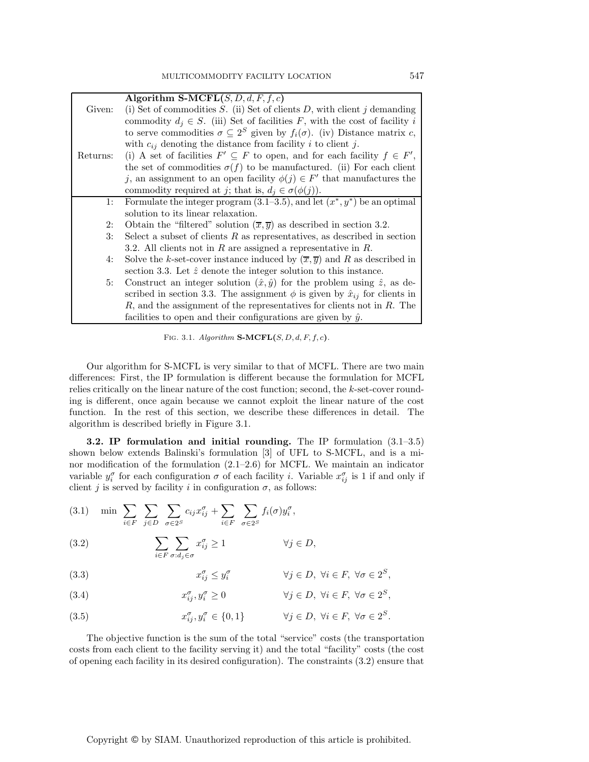| | **Algorithm S-MCFL**($S, D, d, F, f, c$) |
|---|---|
| Given: | (i) Set of commodities $S$. (ii) Set of clients $D$, with client $j$ demanding commodity $d_j \in S$. (iii) Set of facilities $F$, with the cost of facility $i$ to serve commodities $\sigma \subseteq 2^S$ given by $f_i(\sigma)$. (iv) Distance matrix $c$, with $c_{ij}$ denoting the distance from facility $i$ to client $j$. |
| Returns: | (i) A set of facilities $F' \subseteq F$ to open, and for each facility $f \in F'$, the set of commodities $\sigma(f)$ to be manufactured. (ii) For each client $j$, an assignment to an open facility $\phi(j) \in F'$ that manufactures the commodity required at $j$; that is, $d_j \in \sigma(\phi(j))$. |
| 1: | Formulate the integer program (3.1–3.5), and let $(x^*, y^*)$ be an optimal solution to its linear relaxation. |
| 2: | Obtain the "filtered" solution $(\overline{x}, \overline{y})$ as described in section 3.2. |
| 3: | Select a subset of clients $R$ as representatives, as described in section 3.2. All clients not in $R$ are assigned a representative in $R$. |
| 4: | Solve the $k$-set-cover instance induced by $(\overline{x}, \overline{y})$ and $R$ as described in section 3.3. Let $\hat{z}$ denote the integer solution to this instance. |
| 5: | Construct an integer solution $(\hat{x}, \hat{y})$ for the problem using $\hat{z}$, as described in section 3.3. The assignment $\phi$ is given by $\hat{x}_{ij}$ for clients in $R$, and the assignment of the representatives for clients not in $R$. The facilities to open and their configurations are given by $\hat{y}$. |

Fig. 3.1. *Algorithm* **S-MCFL**($S, D, d, F, f, c$).

Our algorithm for S-MCFL is very similar to that of MCFL. There are two main differences: First, the IP formulation is different because the formulation for MCFL relies critically on the linear nature of the cost function; second, the $k$-set-cover rounding is different, once again because we cannot exploit the linear nature of the cost function. In the rest of this section, we describe these differences in detail. The algorithm is described briefly in Figure 3.1.

**3.2. IP formulation and initial rounding.** The IP formulation (3.1–3.5) shown below extends Balinski's formulation [3] of UFL to S-MCFL, and is a minor modification of the formulation (2.1–2.6) for MCFL. We maintain an indicator variable $y_i^\sigma$ for each configuration $\sigma$ of each facility $i$. Variable $x_{ij}^\sigma$ is 1 if and only if client $j$ is served by facility $i$ in configuration $\sigma$, as follows:

$$\text{(3.1)} \quad \min \sum_{i \in F} \sum_{j \in D} \sum_{\sigma \in 2^S} c_{ij} x_{ij}^\sigma + \sum_{i \in F} \sum_{\sigma \in 2^S} f_i(\sigma) y_i^\sigma,$$

$$\text{(3.2)} \quad \sum_{i \in F} \sum_{\sigma : d_j \in \sigma} x_{ij}^\sigma \geq 1 \qquad \forall j \in D,$$

$$\text{(3.3)} \quad x_{ij}^\sigma \leq y_i^\sigma \qquad \forall j \in D,\ \forall i \in F,\ \forall \sigma \in 2^S,$$

$$\text{(3.4)} \quad x_{ij}^\sigma, y_i^\sigma \geq 0 \qquad \forall j \in D,\ \forall i \in F,\ \forall \sigma \in 2^S,$$

$$\text{(3.5)} \quad x_{ij}^\sigma, y_i^\sigma \in \{0, 1\} \qquad \forall j \in D,\ \forall i \in F,\ \forall \sigma \in 2^S.$$

The objective function is the sum of the total "service" costs (the transportation costs from each client to the facility serving it) and the total "facility" costs (the cost of opening each facility in its desired configuration). The constraints (3.2) ensure that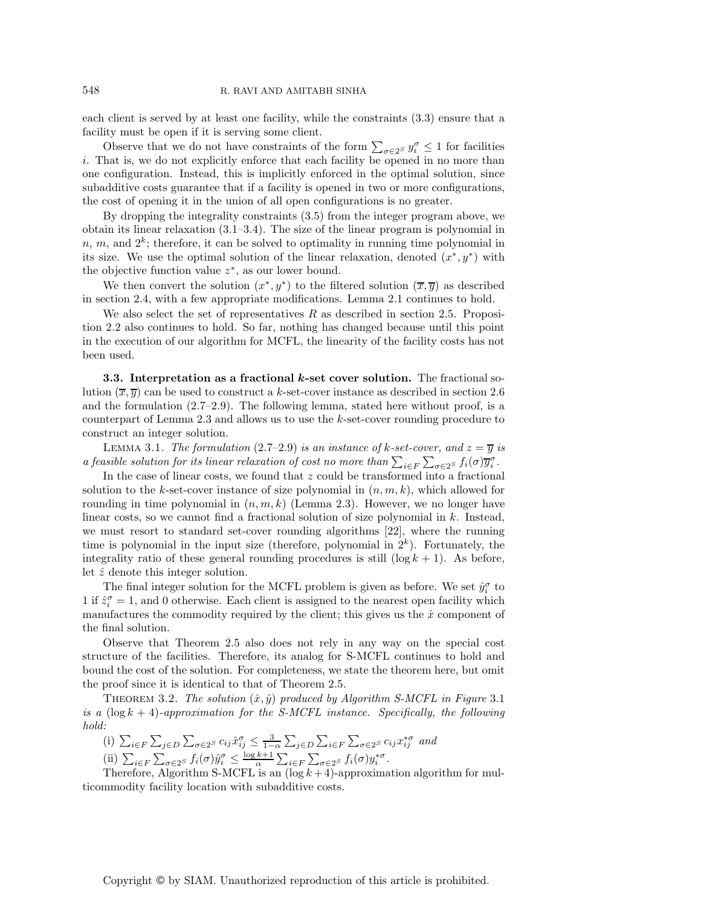each client is served by at least one facility, while the constraints (3.3) ensure that a facility must be open if it is serving some client.

Observe that we do not have constraints of the form $\sum_{\sigma \in 2^S} y_i^\sigma \leq 1$ for facilities $i$. That is, we do not explicitly enforce that each facility be opened in no more than one configuration. Instead, this is implicitly enforced in the optimal solution, since subadditive costs guarantee that if a facility is opened in two or more configurations, the cost of opening it in the union of all open configurations is no greater.

By dropping the integrality constraints (3.5) from the integer program above, we obtain its linear relaxation (3.1–3.4). The size of the linear program is polynomial in $n$, $m$, and $2^k$; therefore, it can be solved to optimality in running time polynomial in its size. We use the optimal solution of the linear relaxation, denoted $(x^*, y^*)$ with the objective function value $z^*$, as our lower bound.

We then convert the solution $(x^*, y^*)$ to the filtered solution $(\overline{x}, \overline{y})$ as described in section 2.4, with a few appropriate modifications. Lemma 2.1 continues to hold.

We also select the set of representatives $R$ as described in section 2.5. Proposition 2.2 also continues to hold. So far, nothing has changed because until this point in the execution of our algorithm for MCFL, the linearity of the facility costs has not been used.

**3.3. Interpretation as a fractional $k$-set cover solution.** The fractional solution $(\overline{x}, \overline{y})$ can be used to construct a $k$-set-cover instance as described in section 2.6 and the formulation (2.7–2.9). The following lemma, stated here without proof, is a counterpart of Lemma 2.3 and allows us to use the $k$-set-cover rounding procedure to construct an integer solution.

Lemma 3.1. *The formulation* (2.7–2.9) *is an instance of $k$-set-cover, and $z = \overline{y}$ is a feasible solution for its linear relaxation of cost no more than* $\sum_{i \in F} \sum_{\sigma \in 2^S} f_i(\sigma) \overline{y}_i^\sigma$.

In the case of linear costs, we found that $z$ could be transformed into a fractional solution to the $k$-set-cover instance of size polynomial in $(n, m, k)$, which allowed for rounding in time polynomial in $(n, m, k)$ (Lemma 2.3). However, we no longer have linear costs, so we cannot find a fractional solution of size polynomial in $k$. Instead, we must resort to standard set-cover rounding algorithms [22], where the running time is polynomial in the input size (therefore, polynomial in $2^k$). Fortunately, the integrality ratio of these general rounding procedures is still $(\log k + 1)$. As before, let $\hat{z}$ denote this integer solution.

The final integer solution for the MCFL problem is given as before. We set $\hat{y}_i^\sigma$ to 1 if $\hat{z}_i^\sigma = 1$, and 0 otherwise. Each client is assigned to the nearest open facility which manufactures the commodity required by the client; this gives us the $\hat{x}$ component of the final solution.

Observe that Theorem 2.5 also does not rely in any way on the special cost structure of the facilities. Therefore, its analog for S-MCFL continues to hold and bound the cost of the solution. For completeness, we state the theorem here, but omit the proof since it is identical to that of Theorem 2.5.

Theorem 3.2. *The solution $(\hat{x}, \hat{y})$ produced by Algorithm S-MCFL in Figure* 3.1 *is a $(\log k + 4)$-approximation for the S-MCFL instance. Specifically, the following hold:*

(i) $\sum_{i \in F} \sum_{j \in D} \sum_{\sigma \in 2^S} c_{ij} \hat{x}_{ij}^\sigma \leq \frac{3}{1-\alpha} \sum_{j \in D} \sum_{i \in F} \sum_{\sigma \in 2^S} c_{ij} x_{ij}^{*\sigma}$ *and*

(ii) $\sum_{i \in F} \sum_{\sigma \in 2^S} f_i(\sigma) \hat{y}_i^\sigma \leq \frac{\log k + 1}{\alpha} \sum_{i \in F} \sum_{\sigma \in 2^S} f_i(\sigma) y_i^{*\sigma}$.

Therefore, Algorithm S-MCFL is an $(\log k + 4)$-approximation algorithm for multicommodity facility location with subadditive costs.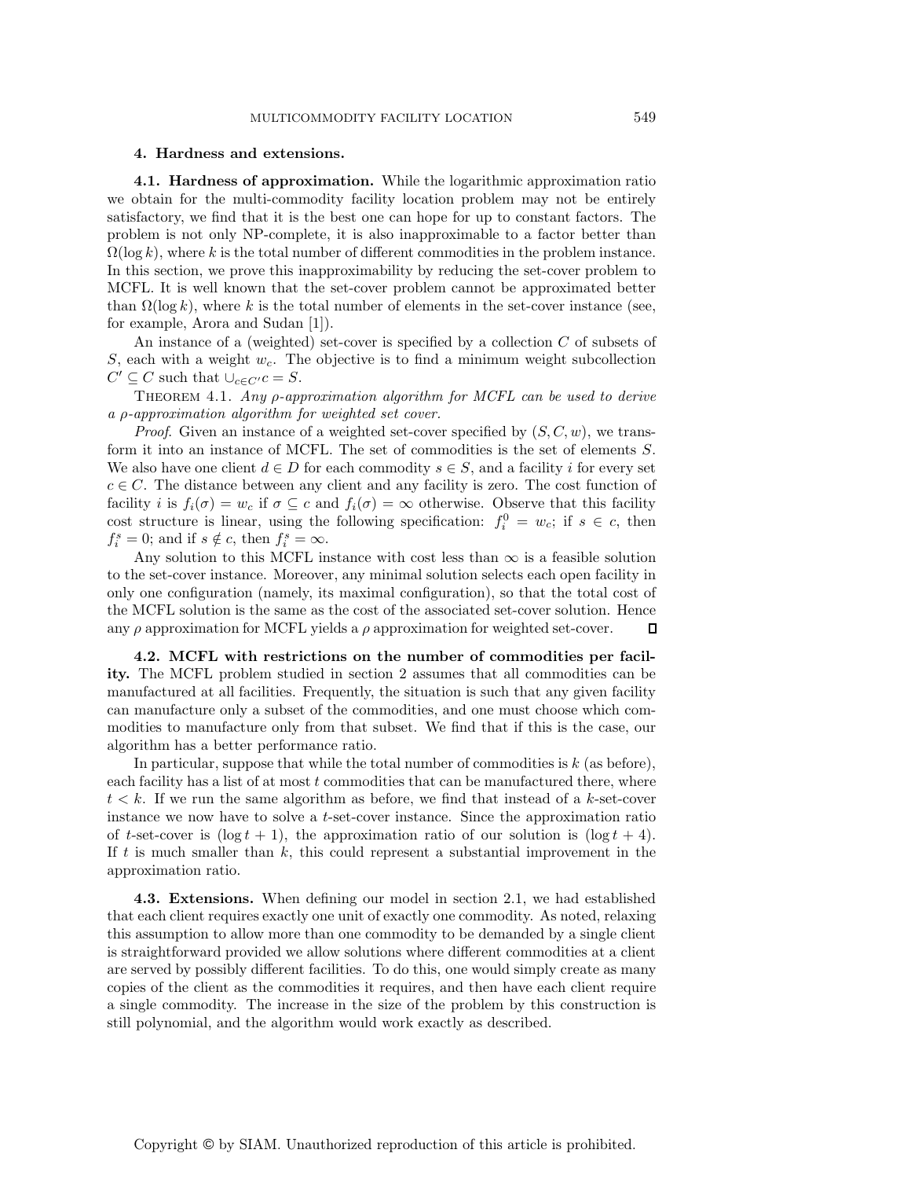## 4. Hardness and extensions.

**4.1. Hardness of approximation.** While the logarithmic approximation ratio we obtain for the multi-commodity facility location problem may not be entirely satisfactory, we find that it is the best one can hope for up to constant factors. The problem is not only NP-complete, it is also inapproximable to a factor better than $\Omega(\log k)$, where $k$ is the total number of different commodities in the problem instance. In this section, we prove this inapproximability by reducing the set-cover problem to MCFL. It is well known that the set-cover problem cannot be approximated better than $\Omega(\log k)$, where $k$ is the total number of elements in the set-cover instance (see, for example, Arora and Sudan [1]).

An instance of a (weighted) set-cover is specified by a collection $C$ of subsets of $S$, each with a weight $w_c$. The objective is to find a minimum weight subcollection $C' \subseteq C$ such that $\cup_{c \in C'} c = S$.

THEOREM 4.1. *Any $\rho$-approximation algorithm for MCFL can be used to derive a $\rho$-approximation algorithm for weighted set cover.*

*Proof.* Given an instance of a weighted set-cover specified by $(S, C, w)$, we transform it into an instance of MCFL. The set of commodities is the set of elements $S$. We also have one client $d \in D$ for each commodity $s \in S$, and a facility $i$ for every set $c \in C$. The distance between any client and any facility is zero. The cost function of facility $i$ is $f_i(\sigma) = w_c$ if $\sigma \subseteq c$ and $f_i(\sigma) = \infty$ otherwise. Observe that this facility cost structure is linear, using the following specification: $f_i^0 = w_c$; if $s \in c$, then $f_i^s = 0$; and if $s \notin c$, then $f_i^s = \infty$.

Any solution to this MCFL instance with cost less than $\infty$ is a feasible solution to the set-cover instance. Moreover, any minimal solution selects each open facility in only one configuration (namely, its maximal configuration), so that the total cost of the MCFL solution is the same as the cost of the associated set-cover solution. Hence any $\rho$ approximation for MCFL yields a $\rho$ approximation for weighted set-cover. ◻

**4.2. MCFL with restrictions on the number of commodities per facility.** The MCFL problem studied in section 2 assumes that all commodities can be manufactured at all facilities. Frequently, the situation is such that any given facility can manufacture only a subset of the commodities, and one must choose which commodities to manufacture only from that subset. We find that if this is the case, our algorithm has a better performance ratio.

In particular, suppose that while the total number of commodities is $k$ (as before), each facility has a list of at most $t$ commodities that can be manufactured there, where $t < k$. If we run the same algorithm as before, we find that instead of a $k$-set-cover instance we now have to solve a $t$-set-cover instance. Since the approximation ratio of $t$-set-cover is $(\log t + 1)$, the approximation ratio of our solution is $(\log t + 4)$. If $t$ is much smaller than $k$, this could represent a substantial improvement in the approximation ratio.

**4.3. Extensions.** When defining our model in section 2.1, we had established that each client requires exactly one unit of exactly one commodity. As noted, relaxing this assumption to allow more than one commodity to be demanded by a single client is straightforward provided we allow solutions where different commodities at a client are served by possibly different facilities. To do this, one would simply create as many copies of the client as the commodities it requires, and then have each client require a single commodity. The increase in the size of the problem by this construction is still polynomial, and the algorithm would work exactly as described.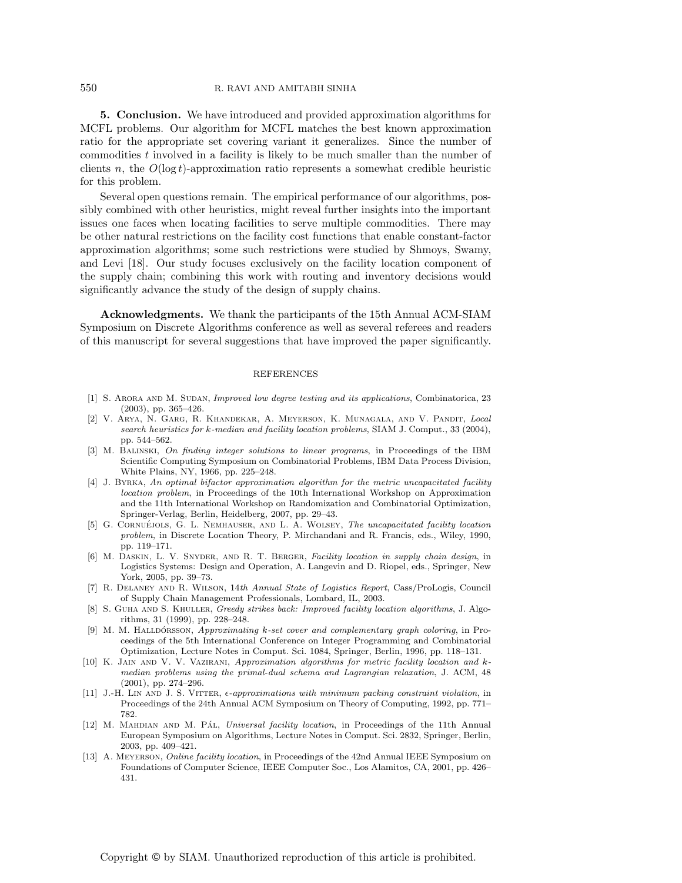**5. Conclusion.** We have introduced and provided approximation algorithms for MCFL problems. Our algorithm for MCFL matches the best known approximation ratio for the appropriate set covering variant it generalizes. Since the number of commodities $t$ involved in a facility is likely to be much smaller than the number of clients $n$, the $O(\log t)$-approximation ratio represents a somewhat credible heuristic for this problem.

Several open questions remain. The empirical performance of our algorithms, possibly combined with other heuristics, might reveal further insights into the important issues one faces when locating facilities to serve multiple commodities. There may be other natural restrictions on the facility cost functions that enable constant-factor approximation algorithms; some such restrictions were studied by Shmoys, Swamy, and Levi [18]. Our study focuses exclusively on the facility location component of the supply chain; combining this work with routing and inventory decisions would significantly advance the study of the design of supply chains.

**Acknowledgments.** We thank the participants of the 15th Annual ACM-SIAM Symposium on Discrete Algorithms conference as well as several referees and readers of this manuscript for several suggestions that have improved the paper significantly.

## REFERENCES

[1] S. Arora and M. Sudan, *Improved low degree testing and its applications*, Combinatorica, 23 (2003), pp. 365–426.

[2] V. Arya, N. Garg, R. Khandekar, A. Meyerson, K. Munagala, and V. Pandit, *Local search heuristics for k-median and facility location problems*, SIAM J. Comput., 33 (2004), pp. 544–562.

[3] M. Balinski, *On finding integer solutions to linear programs*, in Proceedings of the IBM Scientific Computing Symposium on Combinatorial Problems, IBM Data Process Division, White Plains, NY, 1966, pp. 225–248.

[4] J. Byrka, *An optimal bifactor approximation algorithm for the metric uncapacitated facility location problem*, in Proceedings of the 10th International Workshop on Approximation and the 11th International Workshop on Randomization and Combinatorial Optimization, Springer-Verlag, Berlin, Heidelberg, 2007, pp. 29–43.

[5] G. Cornuéjols, G. L. Nemhauser, and L. A. Wolsey, *The uncapacitated facility location problem*, in Discrete Location Theory, P. Mirchandani and R. Francis, eds., Wiley, 1990, pp. 119–171.

[6] M. Daskin, L. V. Snyder, and R. T. Berger, *Facility location in supply chain design*, in Logistics Systems: Design and Operation, A. Langevin and D. Riopel, eds., Springer, New York, 2005, pp. 39–73.

[7] R. Delaney and R. Wilson, *14th Annual State of Logistics Report*, Cass/ProLogis, Council of Supply Chain Management Professionals, Lombard, IL, 2003.

[8] S. Guha and S. Khuller, *Greedy strikes back: Improved facility location algorithms*, J. Algorithms, 31 (1999), pp. 228–248.

[9] M. M. Halldórsson, *Approximating k-set cover and complementary graph coloring*, in Proceedings of the 5th International Conference on Integer Programming and Combinatorial Optimization, Lecture Notes in Comput. Sci. 1084, Springer, Berlin, 1996, pp. 118–131.

[10] K. Jain and V. V. Vazirani, *Approximation algorithms for metric facility location and k-median problems using the primal-dual schema and Lagrangian relaxation*, J. ACM, 48 (2001), pp. 274–296.

[11] J.-H. Lin and J. S. Vitter, *$\epsilon$-approximations with minimum packing constraint violation*, in Proceedings of the 24th Annual ACM Symposium on Theory of Computing, 1992, pp. 771–782.

[12] M. Mahdian and M. Pál, *Universal facility location*, in Proceedings of the 11th Annual European Symposium on Algorithms, Lecture Notes in Comput. Sci. 2832, Springer, Berlin, 2003, pp. 409–421.

[13] A. Meyerson, *Online facility location*, in Proceedings of the 42nd Annual IEEE Symposium on Foundations of Computer Science, IEEE Computer Soc., Los Alamitos, CA, 2001, pp. 426–431.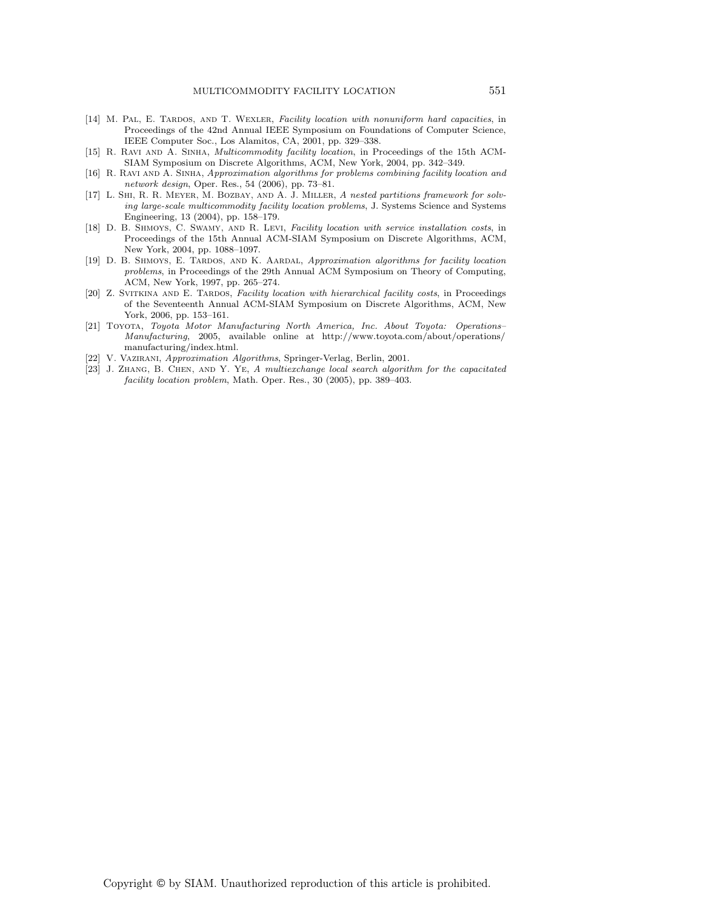[14] M. Pal, E. Tardos, and T. Wexler, *Facility location with nonuniform hard capacities*, in Proceedings of the 42nd Annual IEEE Symposium on Foundations of Computer Science, IEEE Computer Soc., Los Alamitos, CA, 2001, pp. 329–338.

[15] R. Ravi and A. Sinha, *Multicommodity facility location*, in Proceedings of the 15th ACM-SIAM Symposium on Discrete Algorithms, ACM, New York, 2004, pp. 342–349.

[16] R. Ravi and A. Sinha, *Approximation algorithms for problems combining facility location and network design*, Oper. Res., 54 (2006), pp. 73–81.

[17] L. Shi, R. R. Meyer, M. Bozbay, and A. J. Miller, *A nested partitions framework for solving large-scale multicommodity facility location problems*, J. Systems Science and Systems Engineering, 13 (2004), pp. 158–179.

[18] D. B. Shmoys, C. Swamy, and R. Levi, *Facility location with service installation costs*, in Proceedings of the 15th Annual ACM-SIAM Symposium on Discrete Algorithms, ACM, New York, 2004, pp. 1088–1097.

[19] D. B. Shmoys, E. Tardos, and K. Aardal, *Approximation algorithms for facility location problems*, in Proceedings of the 29th Annual ACM Symposium on Theory of Computing, ACM, New York, 1997, pp. 265–274.

[20] Z. Svitkina and E. Tardos, *Facility location with hierarchical facility costs*, in Proceedings of the Seventeenth Annual ACM-SIAM Symposium on Discrete Algorithms, ACM, New York, 2006, pp. 153–161.

[21] Toyota, *Toyota Motor Manufacturing North America, Inc. About Toyota: Operations–Manufacturing*, 2005, available online at http://www.toyota.com/about/operations/manufacturing/index.html.

[22] V. Vazirani, *Approximation Algorithms*, Springer-Verlag, Berlin, 2001.

[23] J. Zhang, B. Chen, and Y. Ye, *A multiexchange local search algorithm for the capacitated facility location problem*, Math. Oper. Res., 30 (2005), pp. 389–403.